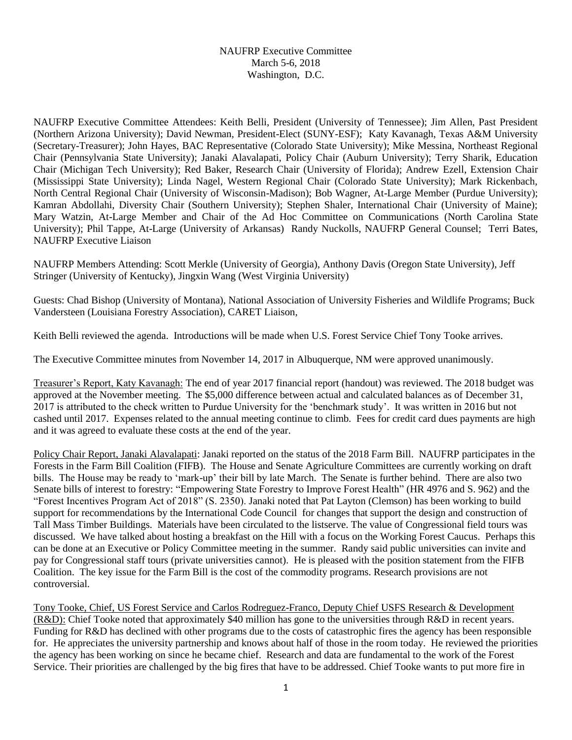NAUFRP Executive Committee
March 5-6, 2018
Washington, D.C.

NAUFRP Executive Committee Attendees: Keith Belli, President (University of Tennessee); Jim Allen, Past President (Northern Arizona University); David Newman, President-Elect (SUNY-ESF); Katy Kavanagh, Texas A&M University (Secretary-Treasurer); John Hayes, BAC Representative (Colorado State University); Mike Messina, Northeast Regional Chair (Pennsylvania State University); Janaki Alavalapati, Policy Chair (Auburn University); Terry Sharik, Education Chair (Michigan Tech University); Red Baker, Research Chair (University of Florida); Andrew Ezell, Extension Chair (Mississippi State University); Linda Nagel, Western Regional Chair (Colorado State University); Mark Rickenbach, North Central Regional Chair (University of Wisconsin-Madison); Bob Wagner, At-Large Member (Purdue University); Kamran Abdollahi, Diversity Chair (Southern University); Stephen Shaler, International Chair (University of Maine); Mary Watzin, At-Large Member and Chair of the Ad Hoc Committee on Communications (North Carolina State University); Phil Tappe, At-Large (University of Arkansas) Randy Nuckolls, NAUFRP General Counsel; Terri Bates, NAUFRP Executive Liaison

NAUFRP Members Attending: Scott Merkle (University of Georgia), Anthony Davis (Oregon State University), Jeff Stringer (University of Kentucky), Jingxin Wang (West Virginia University)

Guests: Chad Bishop (University of Montana), National Association of University Fisheries and Wildlife Programs; Buck Vandersteen (Louisiana Forestry Association), CARET Liaison,

Keith Belli reviewed the agenda. Introductions will be made when U.S. Forest Service Chief Tony Tooke arrives.

The Executive Committee minutes from November 14, 2017 in Albuquerque, NM were approved unanimously.

Treasurer's Report, Katy Kavanagh: The end of year 2017 financial report (handout) was reviewed. The 2018 budget was approved at the November meeting. The $5,000 difference between actual and calculated balances as of December 31, 2017 is attributed to the check written to Purdue University for the 'benchmark study'. It was written in 2016 but not cashed until 2017. Expenses related to the annual meeting continue to climb. Fees for credit card dues payments are high and it was agreed to evaluate these costs at the end of the year.

Policy Chair Report, Janaki Alavalapati: Janaki reported on the status of the 2018 Farm Bill. NAUFRP participates in the Forests in the Farm Bill Coalition (FIFB). The House and Senate Agriculture Committees are currently working on draft bills. The House may be ready to 'mark-up' their bill by late March. The Senate is further behind. There are also two Senate bills of interest to forestry: "Empowering State Forestry to Improve Forest Health" (HR 4976 and S. 962) and the "Forest Incentives Program Act of 2018" (S. 2350). Janaki noted that Pat Layton (Clemson) has been working to build support for recommendations by the International Code Council for changes that support the design and construction of Tall Mass Timber Buildings. Materials have been circulated to the listserve. The value of Congressional field tours was discussed. We have talked about hosting a breakfast on the Hill with a focus on the Working Forest Caucus. Perhaps this can be done at an Executive or Policy Committee meeting in the summer. Randy said public universities can invite and pay for Congressional staff tours (private universities cannot). He is pleased with the position statement from the FIFB Coalition. The key issue for the Farm Bill is the cost of the commodity programs. Research provisions are not controversial.

Tony Tooke, Chief, US Forest Service and Carlos Rodreguez-Franco, Deputy Chief USFS Research & Development (R&D): Chief Tooke noted that approximately $40 million has gone to the universities through R&D in recent years. Funding for R&D has declined with other programs due to the costs of catastrophic fires the agency has been responsible for. He appreciates the university partnership and knows about half of those in the room today. He reviewed the priorities the agency has been working on since he became chief. Research and data are fundamental to the work of the Forest Service. Their priorities are challenged by the big fires that have to be addressed. Chief Tooke wants to put more fire in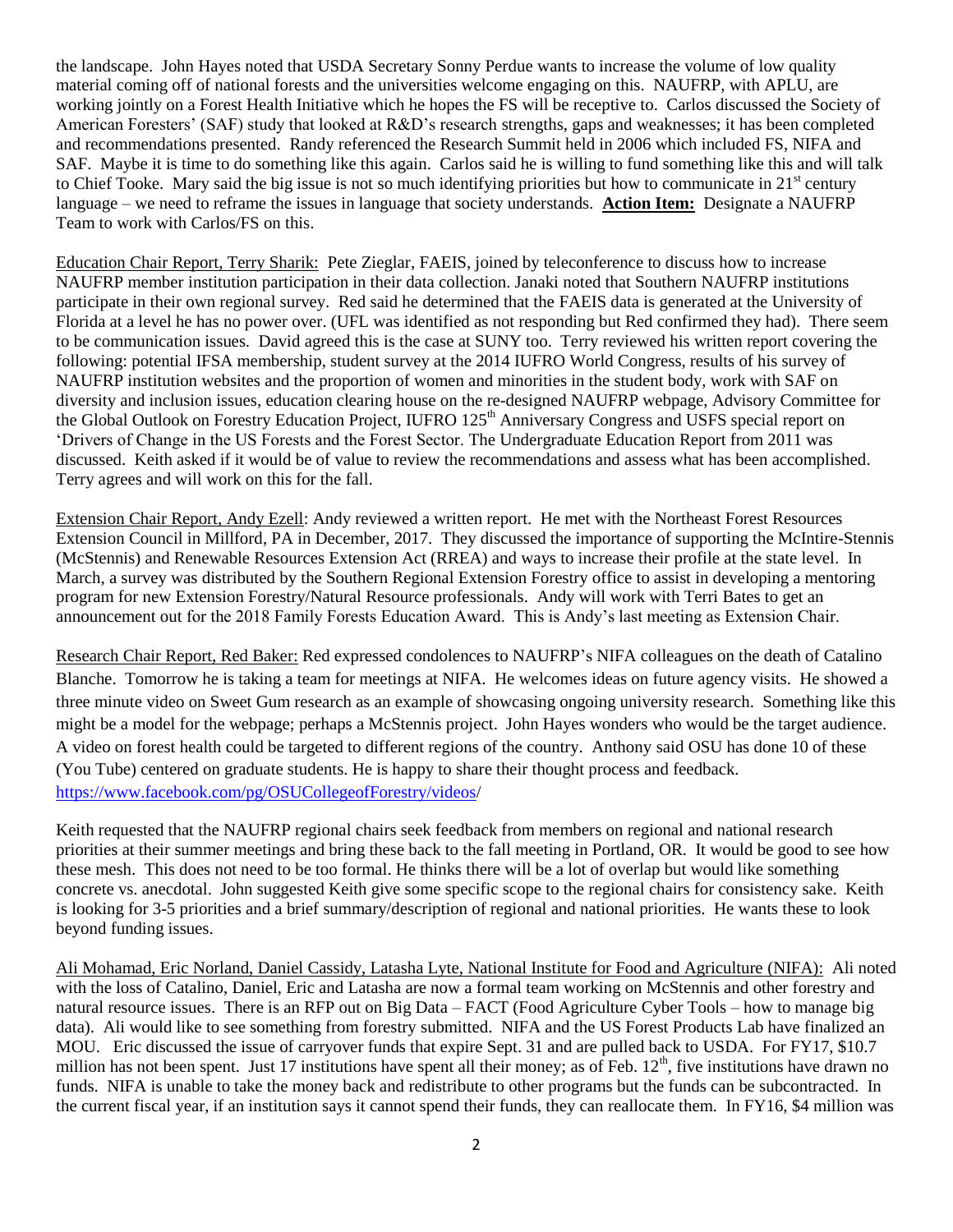the landscape. John Hayes noted that USDA Secretary Sonny Perdue wants to increase the volume of low quality material coming off of national forests and the universities welcome engaging on this. NAUFRP, with APLU, are working jointly on a Forest Health Initiative which he hopes the FS will be receptive to. Carlos discussed the Society of American Foresters' (SAF) study that looked at R&D's research strengths, gaps and weaknesses; it has been completed and recommendations presented. Randy referenced the Research Summit held in 2006 which included FS, NIFA and SAF. Maybe it is time to do something like this again. Carlos said he is willing to fund something like this and will talk to Chief Tooke. Mary said the big issue is not so much identifying priorities but how to communicate in 21st century language – we need to reframe the issues in language that society understands. **Action Item:** Designate a NAUFRP Team to work with Carlos/FS on this.

Education Chair Report, Terry Sharik: Pete Zieglar, FAEIS, joined by teleconference to discuss how to increase NAUFRP member institution participation in their data collection. Janaki noted that Southern NAUFRP institutions participate in their own regional survey. Red said he determined that the FAEIS data is generated at the University of Florida at a level he has no power over. (UFL was identified as not responding but Red confirmed they had). There seem to be communication issues. David agreed this is the case at SUNY too. Terry reviewed his written report covering the following: potential IFSA membership, student survey at the 2014 IUFRO World Congress, results of his survey of NAUFRP institution websites and the proportion of women and minorities in the student body, work with SAF on diversity and inclusion issues, education clearing house on the re-designed NAUFRP webpage, Advisory Committee for the Global Outlook on Forestry Education Project, IUFRO 125th Anniversary Congress and USFS special report on 'Drivers of Change in the US Forests and the Forest Sector. The Undergraduate Education Report from 2011 was discussed. Keith asked if it would be of value to review the recommendations and assess what has been accomplished. Terry agrees and will work on this for the fall.

Extension Chair Report, Andy Ezell: Andy reviewed a written report. He met with the Northeast Forest Resources Extension Council in Millford, PA in December, 2017. They discussed the importance of supporting the McIntire-Stennis (McStennis) and Renewable Resources Extension Act (RREA) and ways to increase their profile at the state level. In March, a survey was distributed by the Southern Regional Extension Forestry office to assist in developing a mentoring program for new Extension Forestry/Natural Resource professionals. Andy will work with Terri Bates to get an announcement out for the 2018 Family Forests Education Award. This is Andy's last meeting as Extension Chair.

Research Chair Report, Red Baker: Red expressed condolences to NAUFRP's NIFA colleagues on the death of Catalino Blanche. Tomorrow he is taking a team for meetings at NIFA. He welcomes ideas on future agency visits. He showed a three minute video on Sweet Gum research as an example of showcasing ongoing university research. Something like this might be a model for the webpage; perhaps a McStennis project. John Hayes wonders who would be the target audience. A video on forest health could be targeted to different regions of the country. Anthony said OSU has done 10 of these (You Tube) centered on graduate students. He is happy to share their thought process and feedback. https://www.facebook.com/pg/OSUCollegeofForestry/videos/

Keith requested that the NAUFRP regional chairs seek feedback from members on regional and national research priorities at their summer meetings and bring these back to the fall meeting in Portland, OR. It would be good to see how these mesh. This does not need to be too formal. He thinks there will be a lot of overlap but would like something concrete vs. anecdotal. John suggested Keith give some specific scope to the regional chairs for consistency sake. Keith is looking for 3-5 priorities and a brief summary/description of regional and national priorities. He wants these to look beyond funding issues.

Ali Mohamad, Eric Norland, Daniel Cassidy, Latasha Lyte, National Institute for Food and Agriculture (NIFA): Ali noted with the loss of Catalino, Daniel, Eric and Latasha are now a formal team working on McStennis and other forestry and natural resource issues. There is an RFP out on Big Data – FACT (Food Agriculture Cyber Tools – how to manage big data). Ali would like to see something from forestry submitted. NIFA and the US Forest Products Lab have finalized an MOU. Eric discussed the issue of carryover funds that expire Sept. 31 and are pulled back to USDA. For FY17, $10.7 million has not been spent. Just 17 institutions have spent all their money; as of Feb. 12th, five institutions have drawn no funds. NIFA is unable to take the money back and redistribute to other programs but the funds can be subcontracted. In the current fiscal year, if an institution says it cannot spend their funds, they can reallocate them. In FY16, $4 million was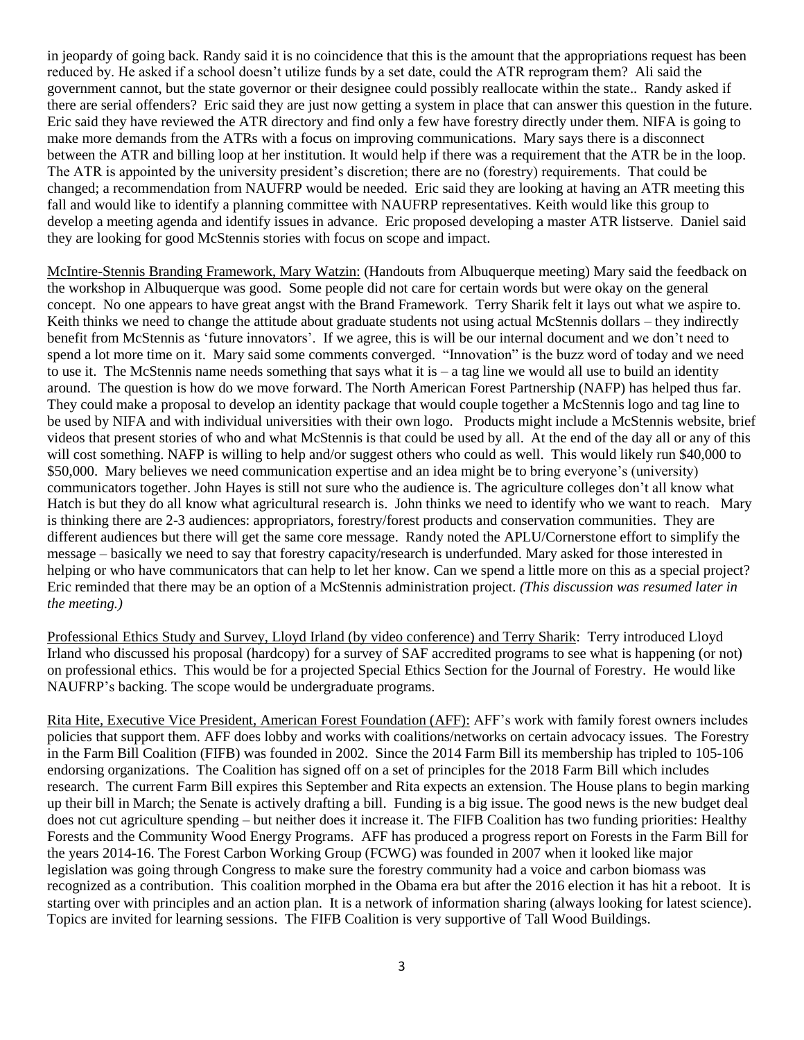in jeopardy of going back. Randy said it is no coincidence that this is the amount that the appropriations request has been reduced by. He asked if a school doesn't utilize funds by a set date, could the ATR reprogram them? Ali said the government cannot, but the state governor or their designee could possibly reallocate within the state.. Randy asked if there are serial offenders? Eric said they are just now getting a system in place that can answer this question in the future. Eric said they have reviewed the ATR directory and find only a few have forestry directly under them. NIFA is going to make more demands from the ATRs with a focus on improving communications. Mary says there is a disconnect between the ATR and billing loop at her institution. It would help if there was a requirement that the ATR be in the loop. The ATR is appointed by the university president's discretion; there are no (forestry) requirements. That could be changed; a recommendation from NAUFRP would be needed. Eric said they are looking at having an ATR meeting this fall and would like to identify a planning committee with NAUFRP representatives. Keith would like this group to develop a meeting agenda and identify issues in advance. Eric proposed developing a master ATR listserve. Daniel said they are looking for good McStennis stories with focus on scope and impact.

<u>McIntire-Stennis Branding Framework, Mary Watzin:</u> (Handouts from Albuquerque meeting) Mary said the feedback on the workshop in Albuquerque was good. Some people did not care for certain words but were okay on the general concept. No one appears to have great angst with the Brand Framework. Terry Sharik felt it lays out what we aspire to. Keith thinks we need to change the attitude about graduate students not using actual McStennis dollars – they indirectly benefit from McStennis as 'future innovators'. If we agree, this is will be our internal document and we don't need to spend a lot more time on it. Mary said some comments converged. "Innovation" is the buzz word of today and we need to use it. The McStennis name needs something that says what it is – a tag line we would all use to build an identity around. The question is how do we move forward. The North American Forest Partnership (NAFP) has helped thus far. They could make a proposal to develop an identity package that would couple together a McStennis logo and tag line to be used by NIFA and with individual universities with their own logo. Products might include a McStennis website, brief videos that present stories of who and what McStennis is that could be used by all. At the end of the day all or any of this will cost something. NAFP is willing to help and/or suggest others who could as well. This would likely run \$40,000 to \$50,000. Mary believes we need communication expertise and an idea might be to bring everyone's (university) communicators together. John Hayes is still not sure who the audience is. The agriculture colleges don't all know what Hatch is but they do all know what agricultural research is. John thinks we need to identify who we want to reach. Mary is thinking there are 2-3 audiences: appropriators, forestry/forest products and conservation communities. They are different audiences but there will get the same core message. Randy noted the APLU/Cornerstone effort to simplify the message – basically we need to say that forestry capacity/research is underfunded. Mary asked for those interested in helping or who have communicators that can help to let her know. Can we spend a little more on this as a special project? Eric reminded that there may be an option of a McStennis administration project. *(This discussion was resumed later in the meeting.)*

<u>Professional Ethics Study and Survey, Lloyd Irland (by video conference) and Terry Sharik</u>: Terry introduced Lloyd Irland who discussed his proposal (hardcopy) for a survey of SAF accredited programs to see what is happening (or not) on professional ethics. This would be for a projected Special Ethics Section for the Journal of Forestry. He would like NAUFRP's backing. The scope would be undergraduate programs.

<u>Rita Hite, Executive Vice President, American Forest Foundation (AFF):</u> AFF's work with family forest owners includes policies that support them. AFF does lobby and works with coalitions/networks on certain advocacy issues. The Forestry in the Farm Bill Coalition (FIFB) was founded in 2002. Since the 2014 Farm Bill its membership has tripled to 105-106 endorsing organizations. The Coalition has signed off on a set of principles for the 2018 Farm Bill which includes research. The current Farm Bill expires this September and Rita expects an extension. The House plans to begin marking up their bill in March; the Senate is actively drafting a bill. Funding is a big issue. The good news is the new budget deal does not cut agriculture spending – but neither does it increase it. The FIFB Coalition has two funding priorities: Healthy Forests and the Community Wood Energy Programs. AFF has produced a progress report on Forests in the Farm Bill for the years 2014-16. The Forest Carbon Working Group (FCWG) was founded in 2007 when it looked like major legislation was going through Congress to make sure the forestry community had a voice and carbon biomass was recognized as a contribution. This coalition morphed in the Obama era but after the 2016 election it has hit a reboot. It is starting over with principles and an action plan. It is a network of information sharing (always looking for latest science). Topics are invited for learning sessions. The FIFB Coalition is very supportive of Tall Wood Buildings.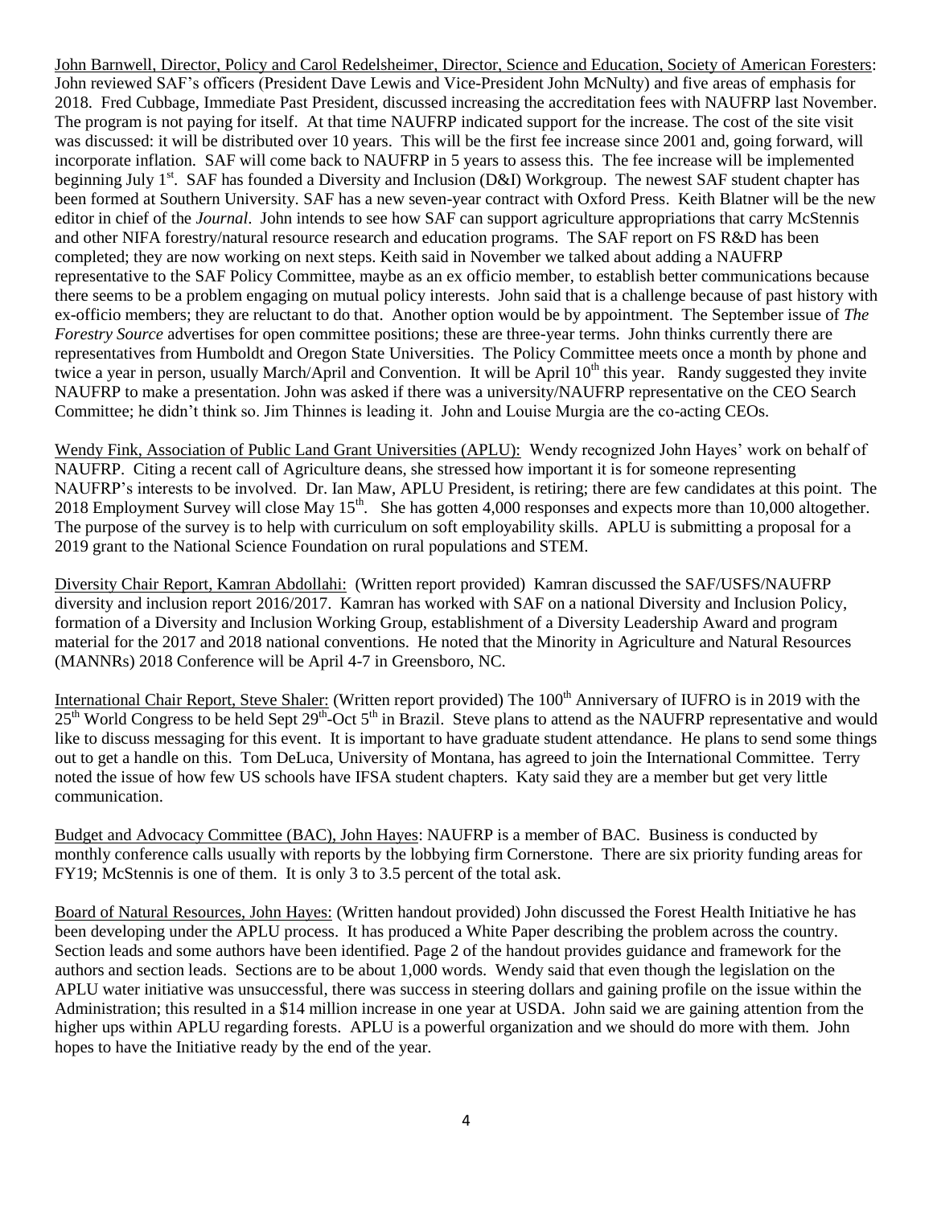John Barnwell, Director, Policy and Carol Redelsheimer, Director, Science and Education, Society of American Foresters: John reviewed SAF's officers (President Dave Lewis and Vice-President John McNulty) and five areas of emphasis for 2018. Fred Cubbage, Immediate Past President, discussed increasing the accreditation fees with NAUFRP last November. The program is not paying for itself. At that time NAUFRP indicated support for the increase. The cost of the site visit was discussed: it will be distributed over 10 years. This will be the first fee increase since 2001 and, going forward, will incorporate inflation. SAF will come back to NAUFRP in 5 years to assess this. The fee increase will be implemented beginning July 1st. SAF has founded a Diversity and Inclusion (D&I) Workgroup. The newest SAF student chapter has been formed at Southern University. SAF has a new seven-year contract with Oxford Press. Keith Blatner will be the new editor in chief of the *Journal*. John intends to see how SAF can support agriculture appropriations that carry McStennis and other NIFA forestry/natural resource research and education programs. The SAF report on FS R&D has been completed; they are now working on next steps. Keith said in November we talked about adding a NAUFRP representative to the SAF Policy Committee, maybe as an ex officio member, to establish better communications because there seems to be a problem engaging on mutual policy interests. John said that is a challenge because of past history with ex-officio members; they are reluctant to do that. Another option would be by appointment. The September issue of *The Forestry Source* advertises for open committee positions; these are three-year terms. John thinks currently there are representatives from Humboldt and Oregon State Universities. The Policy Committee meets once a month by phone and twice a year in person, usually March/April and Convention. It will be April 10th this year. Randy suggested they invite NAUFRP to make a presentation. John was asked if there was a university/NAUFRP representative on the CEO Search Committee; he didn't think so. Jim Thinnes is leading it. John and Louise Murgia are the co-acting CEOs.

Wendy Fink, Association of Public Land Grant Universities (APLU): Wendy recognized John Hayes' work on behalf of NAUFRP. Citing a recent call of Agriculture deans, she stressed how important it is for someone representing NAUFRP's interests to be involved. Dr. Ian Maw, APLU President, is retiring; there are few candidates at this point. The 2018 Employment Survey will close May 15th. She has gotten 4,000 responses and expects more than 10,000 altogether. The purpose of the survey is to help with curriculum on soft employability skills. APLU is submitting a proposal for a 2019 grant to the National Science Foundation on rural populations and STEM.

Diversity Chair Report, Kamran Abdollahi: (Written report provided) Kamran discussed the SAF/USFS/NAUFRP diversity and inclusion report 2016/2017. Kamran has worked with SAF on a national Diversity and Inclusion Policy, formation of a Diversity and Inclusion Working Group, establishment of a Diversity Leadership Award and program material for the 2017 and 2018 national conventions. He noted that the Minority in Agriculture and Natural Resources (MANNRs) 2018 Conference will be April 4-7 in Greensboro, NC.

International Chair Report, Steve Shaler: (Written report provided) The 100th Anniversary of IUFRO is in 2019 with the 25th World Congress to be held Sept 29th-Oct 5th in Brazil. Steve plans to attend as the NAUFRP representative and would like to discuss messaging for this event. It is important to have graduate student attendance. He plans to send some things out to get a handle on this. Tom DeLuca, University of Montana, has agreed to join the International Committee. Terry noted the issue of how few US schools have IFSA student chapters. Katy said they are a member but get very little communication.

Budget and Advocacy Committee (BAC), John Hayes: NAUFRP is a member of BAC. Business is conducted by monthly conference calls usually with reports by the lobbying firm Cornerstone. There are six priority funding areas for FY19; McStennis is one of them. It is only 3 to 3.5 percent of the total ask.

Board of Natural Resources, John Hayes: (Written handout provided) John discussed the Forest Health Initiative he has been developing under the APLU process. It has produced a White Paper describing the problem across the country. Section leads and some authors have been identified. Page 2 of the handout provides guidance and framework for the authors and section leads. Sections are to be about 1,000 words. Wendy said that even though the legislation on the APLU water initiative was unsuccessful, there was success in steering dollars and gaining profile on the issue within the Administration; this resulted in a $14 million increase in one year at USDA. John said we are gaining attention from the higher ups within APLU regarding forests. APLU is a powerful organization and we should do more with them. John hopes to have the Initiative ready by the end of the year.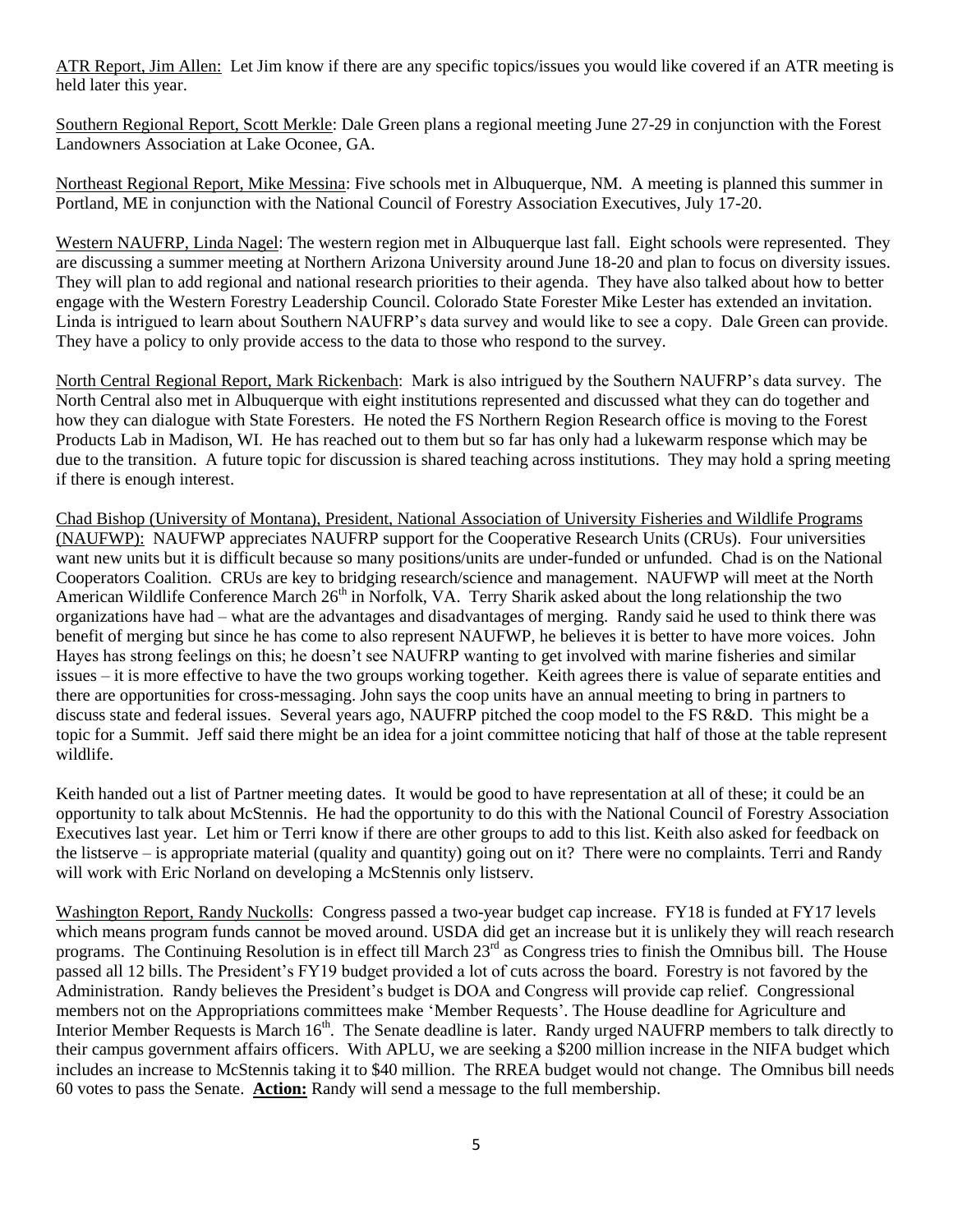ATR Report, Jim Allen: Let Jim know if there are any specific topics/issues you would like covered if an ATR meeting is held later this year.

Southern Regional Report, Scott Merkle: Dale Green plans a regional meeting June 27-29 in conjunction with the Forest Landowners Association at Lake Oconee, GA.

Northeast Regional Report, Mike Messina: Five schools met in Albuquerque, NM. A meeting is planned this summer in Portland, ME in conjunction with the National Council of Forestry Association Executives, July 17-20.

Western NAUFRP, Linda Nagel: The western region met in Albuquerque last fall. Eight schools were represented. They are discussing a summer meeting at Northern Arizona University around June 18-20 and plan to focus on diversity issues. They will plan to add regional and national research priorities to their agenda. They have also talked about how to better engage with the Western Forestry Leadership Council. Colorado State Forester Mike Lester has extended an invitation. Linda is intrigued to learn about Southern NAUFRP's data survey and would like to see a copy. Dale Green can provide. They have a policy to only provide access to the data to those who respond to the survey.

North Central Regional Report, Mark Rickenbach: Mark is also intrigued by the Southern NAUFRP's data survey. The North Central also met in Albuquerque with eight institutions represented and discussed what they can do together and how they can dialogue with State Foresters. He noted the FS Northern Region Research office is moving to the Forest Products Lab in Madison, WI. He has reached out to them but so far has only had a lukewarm response which may be due to the transition. A future topic for discussion is shared teaching across institutions. They may hold a spring meeting if there is enough interest.

Chad Bishop (University of Montana), President, National Association of University Fisheries and Wildlife Programs (NAUFWP): NAUFWP appreciates NAUFRP support for the Cooperative Research Units (CRUs). Four universities want new units but it is difficult because so many positions/units are under-funded or unfunded. Chad is on the National Cooperators Coalition. CRUs are key to bridging research/science and management. NAUFWP will meet at the North American Wildlife Conference March 26th in Norfolk, VA. Terry Sharik asked about the long relationship the two organizations have had – what are the advantages and disadvantages of merging. Randy said he used to think there was benefit of merging but since he has come to also represent NAUFWP, he believes it is better to have more voices. John Hayes has strong feelings on this; he doesn't see NAUFRP wanting to get involved with marine fisheries and similar issues – it is more effective to have the two groups working together. Keith agrees there is value of separate entities and there are opportunities for cross-messaging. John says the coop units have an annual meeting to bring in partners to discuss state and federal issues. Several years ago, NAUFRP pitched the coop model to the FS R&D. This might be a topic for a Summit. Jeff said there might be an idea for a joint committee noticing that half of those at the table represent wildlife.

Keith handed out a list of Partner meeting dates. It would be good to have representation at all of these; it could be an opportunity to talk about McStennis. He had the opportunity to do this with the National Council of Forestry Association Executives last year. Let him or Terri know if there are other groups to add to this list. Keith also asked for feedback on the listserve – is appropriate material (quality and quantity) going out on it? There were no complaints. Terri and Randy will work with Eric Norland on developing a McStennis only listserv.

Washington Report, Randy Nuckolls: Congress passed a two-year budget cap increase. FY18 is funded at FY17 levels which means program funds cannot be moved around. USDA did get an increase but it is unlikely they will reach research programs. The Continuing Resolution is in effect till March 23rd as Congress tries to finish the Omnibus bill. The House passed all 12 bills. The President's FY19 budget provided a lot of cuts across the board. Forestry is not favored by the Administration. Randy believes the President's budget is DOA and Congress will provide cap relief. Congressional members not on the Appropriations committees make 'Member Requests'. The House deadline for Agriculture and Interior Member Requests is March 16th. The Senate deadline is later. Randy urged NAUFRP members to talk directly to their campus government affairs officers. With APLU, we are seeking a \$200 million increase in the NIFA budget which includes an increase to McStennis taking it to \$40 million. The RREA budget would not change. The Omnibus bill needs 60 votes to pass the Senate. **Action:** Randy will send a message to the full membership.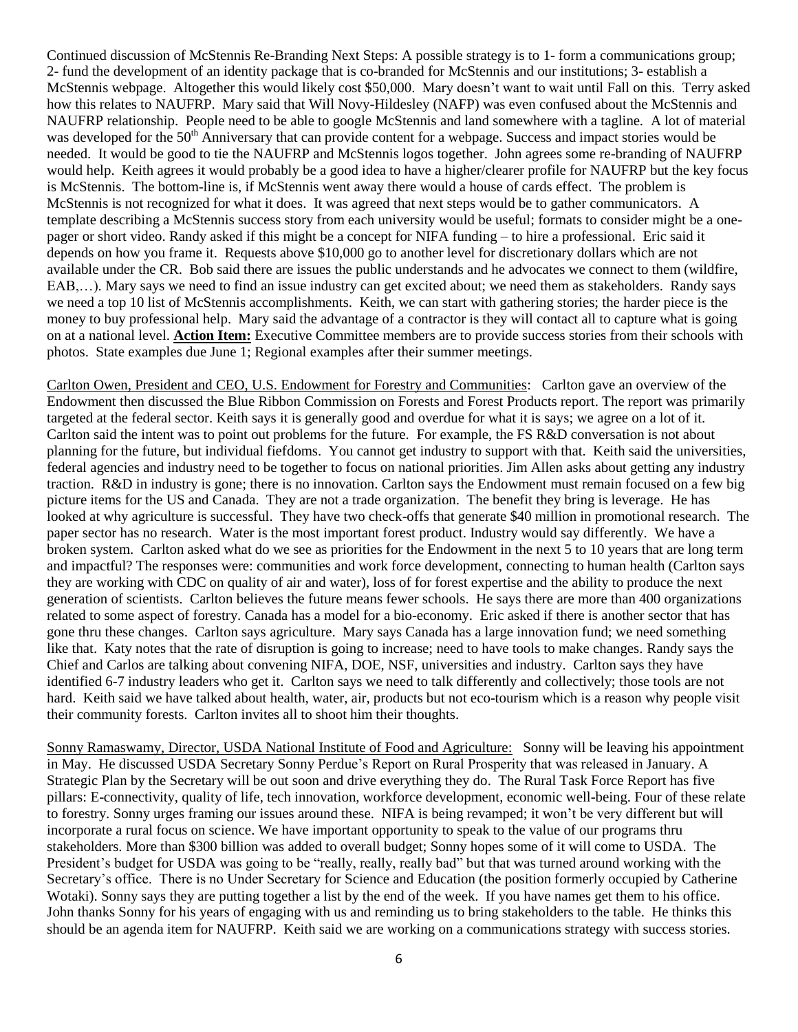Continued discussion of McStennis Re-Branding Next Steps: A possible strategy is to 1- form a communications group; 2- fund the development of an identity package that is co-branded for McStennis and our institutions; 3- establish a McStennis webpage. Altogether this would likely cost $50,000. Mary doesn't want to wait until Fall on this. Terry asked how this relates to NAUFRP. Mary said that Will Novy-Hildesley (NAFP) was even confused about the McStennis and NAUFRP relationship. People need to be able to google McStennis and land somewhere with a tagline. A lot of material was developed for the 50th Anniversary that can provide content for a webpage. Success and impact stories would be needed. It would be good to tie the NAUFRP and McStennis logos together. John agrees some re-branding of NAUFRP would help. Keith agrees it would probably be a good idea to have a higher/clearer profile for NAUFRP but the key focus is McStennis. The bottom-line is, if McStennis went away there would a house of cards effect. The problem is McStennis is not recognized for what it does. It was agreed that next steps would be to gather communicators. A template describing a McStennis success story from each university would be useful; formats to consider might be a one-pager or short video. Randy asked if this might be a concept for NIFA funding – to hire a professional. Eric said it depends on how you frame it. Requests above $10,000 go to another level for discretionary dollars which are not available under the CR. Bob said there are issues the public understands and he advocates we connect to them (wildfire, EAB,…). Mary says we need to find an issue industry can get excited about; we need them as stakeholders. Randy says we need a top 10 list of McStennis accomplishments. Keith, we can start with gathering stories; the harder piece is the money to buy professional help. Mary said the advantage of a contractor is they will contact all to capture what is going on at a national level. **Action Item:** Executive Committee members are to provide success stories from their schools with photos. State examples due June 1; Regional examples after their summer meetings.

Carlton Owen, President and CEO, U.S. Endowment for Forestry and Communities: Carlton gave an overview of the Endowment then discussed the Blue Ribbon Commission on Forests and Forest Products report. The report was primarily targeted at the federal sector. Keith says it is generally good and overdue for what it is says; we agree on a lot of it. Carlton said the intent was to point out problems for the future. For example, the FS R&D conversation is not about planning for the future, but individual fiefdoms. You cannot get industry to support with that. Keith said the universities, federal agencies and industry need to be together to focus on national priorities. Jim Allen asks about getting any industry traction. R&D in industry is gone; there is no innovation. Carlton says the Endowment must remain focused on a few big picture items for the US and Canada. They are not a trade organization. The benefit they bring is leverage. He has looked at why agriculture is successful. They have two check-offs that generate $40 million in promotional research. The paper sector has no research. Water is the most important forest product. Industry would say differently. We have a broken system. Carlton asked what do we see as priorities for the Endowment in the next 5 to 10 years that are long term and impactful? The responses were: communities and work force development, connecting to human health (Carlton says they are working with CDC on quality of air and water), loss of for forest expertise and the ability to produce the next generation of scientists. Carlton believes the future means fewer schools. He says there are more than 400 organizations related to some aspect of forestry. Canada has a model for a bio-economy. Eric asked if there is another sector that has gone thru these changes. Carlton says agriculture. Mary says Canada has a large innovation fund; we need something like that. Katy notes that the rate of disruption is going to increase; need to have tools to make changes. Randy says the Chief and Carlos are talking about convening NIFA, DOE, NSF, universities and industry. Carlton says they have identified 6-7 industry leaders who get it. Carlton says we need to talk differently and collectively; those tools are not hard. Keith said we have talked about health, water, air, products but not eco-tourism which is a reason why people visit their community forests. Carlton invites all to shoot him their thoughts.

Sonny Ramaswamy, Director, USDA National Institute of Food and Agriculture: Sonny will be leaving his appointment in May. He discussed USDA Secretary Sonny Perdue's Report on Rural Prosperity that was released in January. A Strategic Plan by the Secretary will be out soon and drive everything they do. The Rural Task Force Report has five pillars: E-connectivity, quality of life, tech innovation, workforce development, economic well-being. Four of these relate to forestry. Sonny urges framing our issues around these. NIFA is being revamped; it won't be very different but will incorporate a rural focus on science. We have important opportunity to speak to the value of our programs thru stakeholders. More than $300 billion was added to overall budget; Sonny hopes some of it will come to USDA. The President's budget for USDA was going to be "really, really, really bad" but that was turned around working with the Secretary's office. There is no Under Secretary for Science and Education (the position formerly occupied by Catherine Wotaki). Sonny says they are putting together a list by the end of the week. If you have names get them to his office. John thanks Sonny for his years of engaging with us and reminding us to bring stakeholders to the table. He thinks this should be an agenda item for NAUFRP. Keith said we are working on a communications strategy with success stories.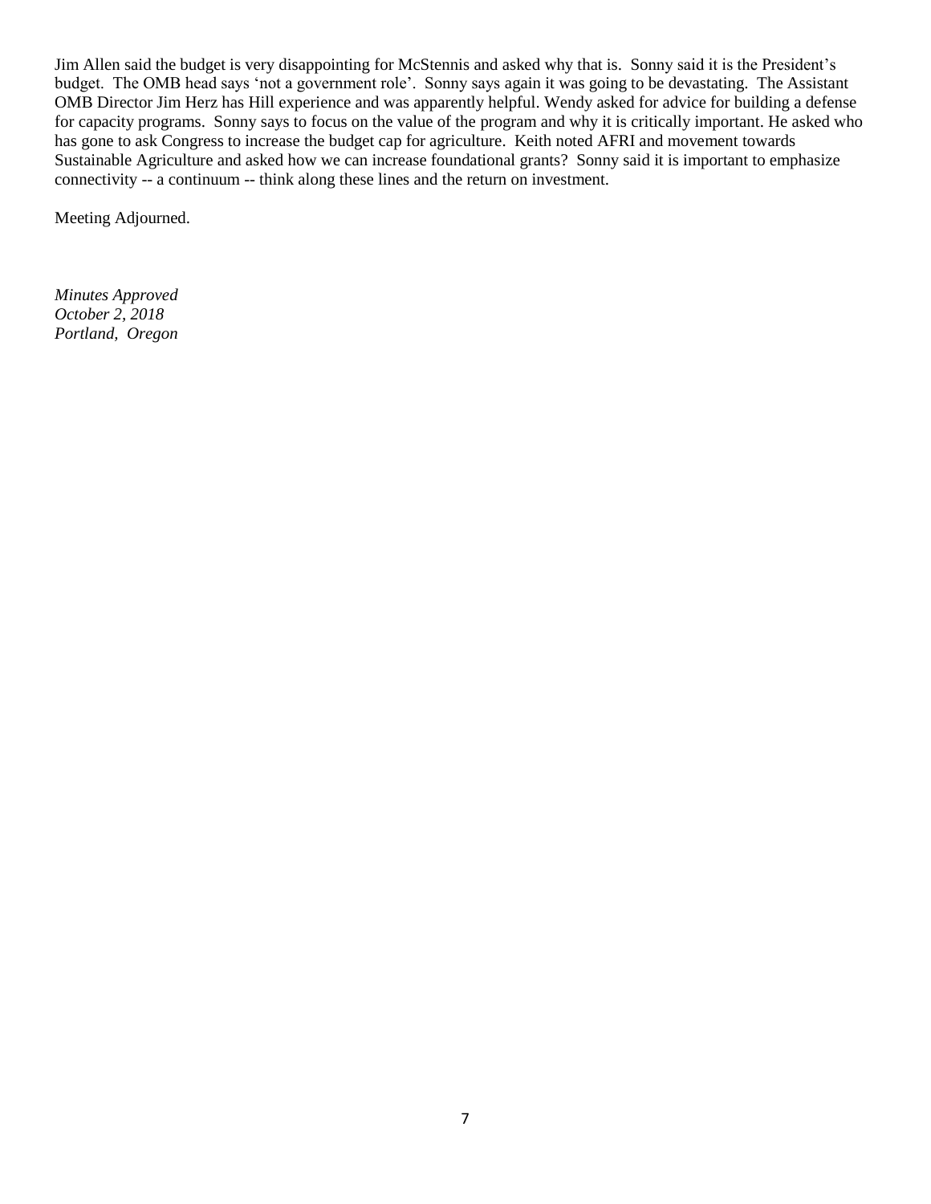Jim Allen said the budget is very disappointing for McStennis and asked why that is. Sonny said it is the President's budget. The OMB head says 'not a government role'. Sonny says again it was going to be devastating. The Assistant OMB Director Jim Herz has Hill experience and was apparently helpful. Wendy asked for advice for building a defense for capacity programs. Sonny says to focus on the value of the program and why it is critically important. He asked who has gone to ask Congress to increase the budget cap for agriculture. Keith noted AFRI and movement towards Sustainable Agriculture and asked how we can increase foundational grants? Sonny said it is important to emphasize connectivity -- a continuum -- think along these lines and the return on investment.

Meeting Adjourned.

*Minutes Approved*
*October 2, 2018*
*Portland, Oregon*